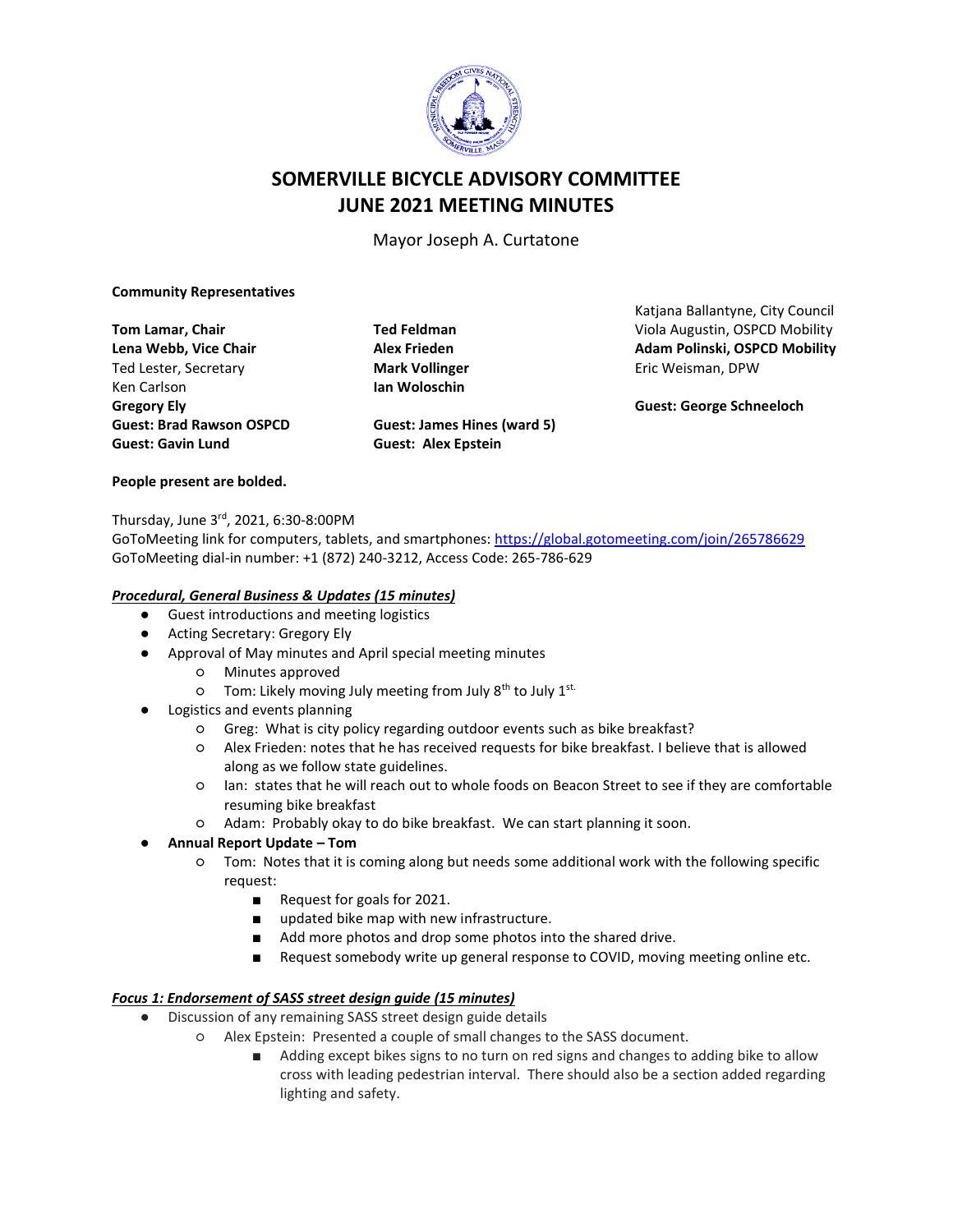# SOMERVILLE BICYCLE ADVISORY COMMITTEE
# JUNE 2021 MEETING MINUTES

Mayor Joseph A. Curtatone

**Community Representatives**

**Tom Lamar, Chair**
**Lena Webb, Vice Chair**
Ted Lester, Secretary
Ken Carlson
**Gregory Ely**
**Guest: Brad Rawson OSPCD**
**Guest: Gavin Lund**

**Ted Feldman**
**Alex Frieden**
**Mark Vollinger**
**Ian Woloschin**
**Guest: James Hines (ward 5)**
**Guest: Alex Epstein**

Katjana Ballantyne, City Council
Viola Augustin, OSPCD Mobility
**Adam Polinski, OSPCD Mobility**
Eric Weisman, DPW

**Guest: George Schneeloch**

**People present are bolded.**

Thursday, June 3rd, 2021, 6:30-8:00PM
GoToMeeting link for computers, tablets, and smartphones: https://global.gotomeeting.com/join/265786629
GoToMeeting dial-in number: +1 (872) 240-3212, Access Code: 265-786-629

***Procedural, General Business & Updates (15 minutes)***

- Guest introductions and meeting logistics
- Acting Secretary: Gregory Ely
- Approval of May minutes and April special meeting minutes
  - Minutes approved
  - Tom: Likely moving July meeting from July 8th to July 1st.
- Logistics and events planning
  - Greg: What is city policy regarding outdoor events such as bike breakfast?
  - Alex Frieden: notes that he has received requests for bike breakfast. I believe that is allowed along as we follow state guidelines.
  - Ian: states that he will reach out to whole foods on Beacon Street to see if they are comfortable resuming bike breakfast
  - Adam: Probably okay to do bike breakfast. We can start planning it soon.
- **Annual Report Update – Tom**
  - Tom: Notes that it is coming along but needs some additional work with the following specific request:
    - Request for goals for 2021.
    - updated bike map with new infrastructure.
    - Add more photos and drop some photos into the shared drive.
    - Request somebody write up general response to COVID, moving meeting online etc.

***Focus 1: Endorsement of SASS street design guide (15 minutes)***

- Discussion of any remaining SASS street design guide details
  - Alex Epstein: Presented a couple of small changes to the SASS document.
    - Adding except bikes signs to no turn on red signs and changes to adding bike to allow cross with leading pedestrian interval. There should also be a section added regarding lighting and safety.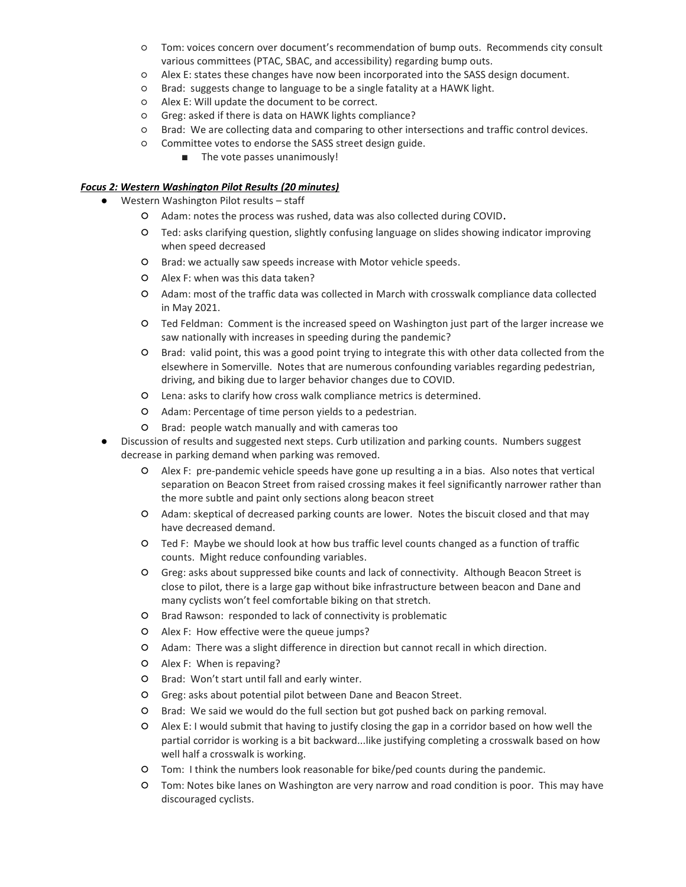- Tom: voices concern over document's recommendation of bump outs. Recommends city consult various committees (PTAC, SBAC, and accessibility) regarding bump outs.
  - Alex E: states these changes have now been incorporated into the SASS design document.
  - Brad: suggests change to language to be a single fatality at a HAWK light.
  - Alex E: Will update the document to be correct.
  - Greg: asked if there is data on HAWK lights compliance?
  - Brad: We are collecting data and comparing to other intersections and traffic control devices.
  - Committee votes to endorse the SASS street design guide.
    - The vote passes unanimously!

***<u>Focus 2: Western Washington Pilot Results (20 minutes)</u>***

- Western Washington Pilot results – staff
  - Adam: notes the process was rushed, data was also collected during COVID.
  - Ted: asks clarifying question, slightly confusing language on slides showing indicator improving when speed decreased
  - Brad: we actually saw speeds increase with Motor vehicle speeds.
  - Alex F: when was this data taken?
  - Adam: most of the traffic data was collected in March with crosswalk compliance data collected in May 2021.
  - Ted Feldman: Comment is the increased speed on Washington just part of the larger increase we saw nationally with increases in speeding during the pandemic?
  - Brad: valid point, this was a good point trying to integrate this with other data collected from the elsewhere in Somerville. Notes that are numerous confounding variables regarding pedestrian, driving, and biking due to larger behavior changes due to COVID.
  - Lena: asks to clarify how cross walk compliance metrics is determined.
  - Adam: Percentage of time person yields to a pedestrian.
  - Brad: people watch manually and with cameras too
- Discussion of results and suggested next steps. Curb utilization and parking counts. Numbers suggest decrease in parking demand when parking was removed.
  - Alex F: pre-pandemic vehicle speeds have gone up resulting a in a bias. Also notes that vertical separation on Beacon Street from raised crossing makes it feel significantly narrower rather than the more subtle and paint only sections along beacon street
  - Adam: skeptical of decreased parking counts are lower. Notes the biscuit closed and that may have decreased demand.
  - Ted F: Maybe we should look at how bus traffic level counts changed as a function of traffic counts. Might reduce confounding variables.
  - Greg: asks about suppressed bike counts and lack of connectivity. Although Beacon Street is close to pilot, there is a large gap without bike infrastructure between beacon and Dane and many cyclists won't feel comfortable biking on that stretch.
  - Brad Rawson: responded to lack of connectivity is problematic
  - Alex F: How effective were the queue jumps?
  - Adam: There was a slight difference in direction but cannot recall in which direction.
  - Alex F: When is repaving?
  - Brad: Won't start until fall and early winter.
  - Greg: asks about potential pilot between Dane and Beacon Street.
  - Brad: We said we would do the full section but got pushed back on parking removal.
  - Alex E: I would submit that having to justify closing the gap in a corridor based on how well the partial corridor is working is a bit backward...like justifying completing a crosswalk based on how well half a crosswalk is working.
  - Tom: I think the numbers look reasonable for bike/ped counts during the pandemic.
  - Tom: Notes bike lanes on Washington are very narrow and road condition is poor. This may have discouraged cyclists.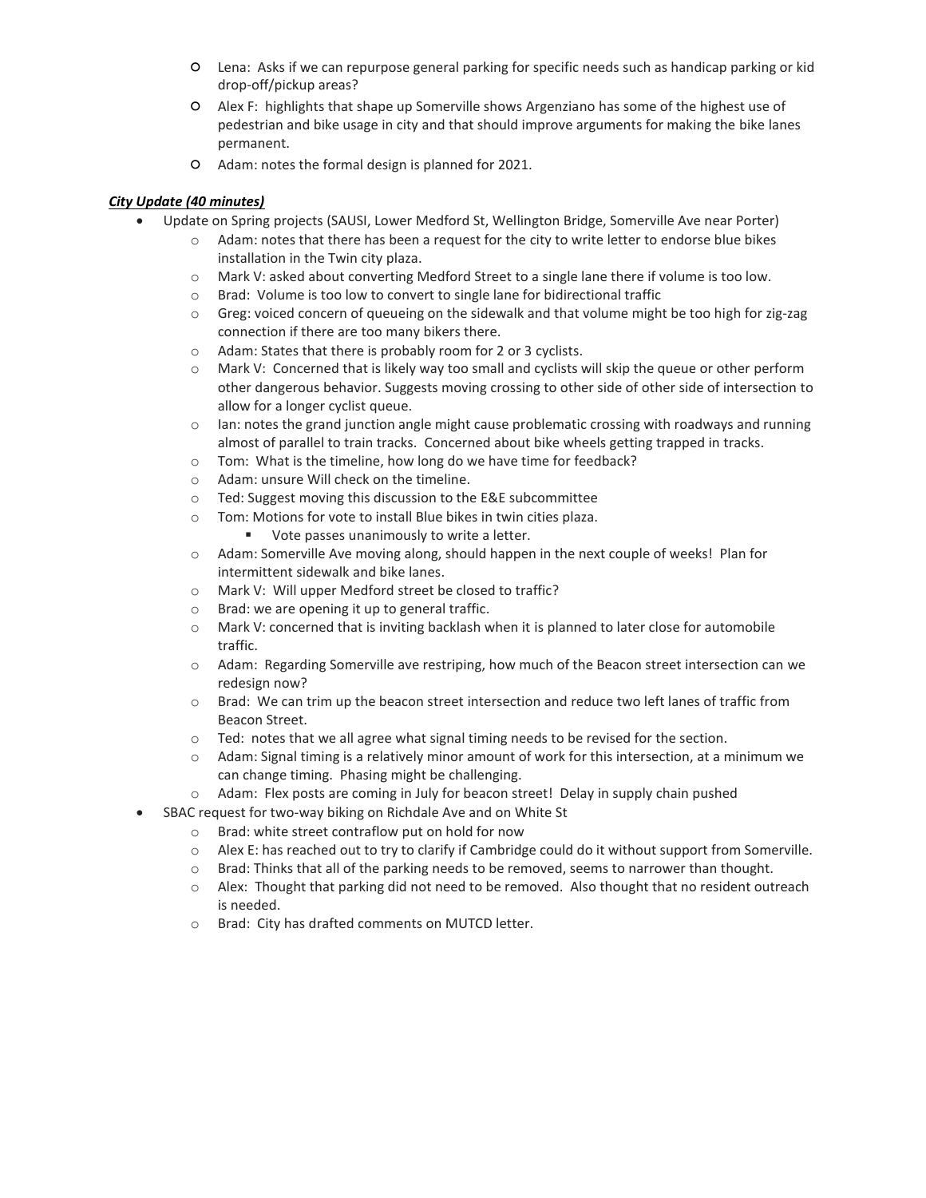- Lena: Asks if we can repurpose general parking for specific needs such as handicap parking or kid drop-off/pickup areas?
- Alex F: highlights that shape up Somerville shows Argenziano has some of the highest use of pedestrian and bike usage in city and that should improve arguments for making the bike lanes permanent.
- Adam: notes the formal design is planned for 2021.

***City Update (40 minutes)***

- Update on Spring projects (SAUSI, Lower Medford St, Wellington Bridge, Somerville Ave near Porter)
    - Adam: notes that there has been a request for the city to write letter to endorse blue bikes installation in the Twin city plaza.
    - Mark V: asked about converting Medford Street to a single lane there if volume is too low.
    - Brad: Volume is too low to convert to single lane for bidirectional traffic
    - Greg: voiced concern of queueing on the sidewalk and that volume might be too high for zig-zag connection if there are too many bikers there.
    - Adam: States that there is probably room for 2 or 3 cyclists.
    - Mark V: Concerned that is likely way too small and cyclists will skip the queue or other perform other dangerous behavior. Suggests moving crossing to other side of other side of intersection to allow for a longer cyclist queue.
    - Ian: notes the grand junction angle might cause problematic crossing with roadways and running almost of parallel to train tracks. Concerned about bike wheels getting trapped in tracks.
    - Tom: What is the timeline, how long do we have time for feedback?
    - Adam: unsure Will check on the timeline.
    - Ted: Suggest moving this discussion to the E&E subcommittee
    - Tom: Motions for vote to install Blue bikes in twin cities plaza.
        - Vote passes unanimously to write a letter.
    - Adam: Somerville Ave moving along, should happen in the next couple of weeks! Plan for intermittent sidewalk and bike lanes.
    - Mark V: Will upper Medford street be closed to traffic?
    - Brad: we are opening it up to general traffic.
    - Mark V: concerned that is inviting backlash when it is planned to later close for automobile traffic.
    - Adam: Regarding Somerville ave restriping, how much of the Beacon street intersection can we redesign now?
    - Brad: We can trim up the beacon street intersection and reduce two left lanes of traffic from Beacon Street.
    - Ted: notes that we all agree what signal timing needs to be revised for the section.
    - Adam: Signal timing is a relatively minor amount of work for this intersection, at a minimum we can change timing. Phasing might be challenging.
    - Adam: Flex posts are coming in July for beacon street! Delay in supply chain pushed
- SBAC request for two-way biking on Richdale Ave and on White St
    - Brad: white street contraflow put on hold for now
    - Alex E: has reached out to try to clarify if Cambridge could do it without support from Somerville.
    - Brad: Thinks that all of the parking needs to be removed, seems to narrower than thought.
    - Alex: Thought that parking did not need to be removed. Also thought that no resident outreach is needed.
    - Brad: City has drafted comments on MUTCD letter.